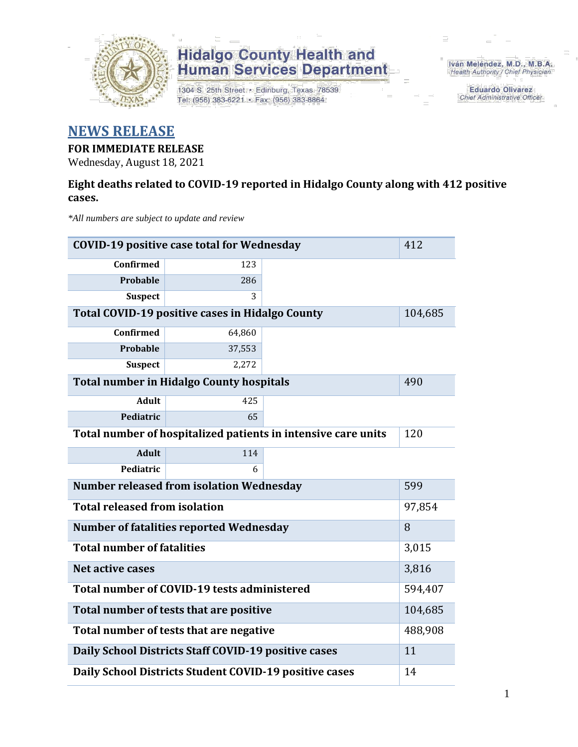Hidalgo County Health and Human Services Department

1304 S. 25th Street • Edinburg, Texas 78539
Tel: (956) 383-6221 • Fax: (956) 383-8864

Iván Meléndez, M.D., M.B.A.
*Health Authority / Chief Physician*

Eduardo Olivarez
*Chief Administrative Officer*

# NEWS RELEASE

**FOR IMMEDIATE RELEASE**
Wednesday, August 18, 2021

**Eight deaths related to COVID-19 reported in Hidalgo County along with 412 positive cases.**

*\*All numbers are subject to update and review*

| | | |
|---|---|---|
| **COVID-19 positive case total for Wednesday** | | 412 |
| **Confirmed** | 123 | |
| **Probable** | 286 | |
| **Suspect** | 3 | |
| **Total COVID-19 positive cases in Hidalgo County** | | 104,685 |
| **Confirmed** | 64,860 | |
| **Probable** | 37,553 | |
| **Suspect** | 2,272 | |
| **Total number in Hidalgo County hospitals** | | 490 |
| **Adult** | 425 | |
| **Pediatric** | 65 | |
| **Total number of hospitalized patients in intensive care units** | | 120 |
| **Adult** | 114 | |
| **Pediatric** | 6 | |
| **Number released from isolation Wednesday** | | 599 |
| **Total released from isolation** | | 97,854 |
| **Number of fatalities reported Wednesday** | | 8 |
| **Total number of fatalities** | | 3,015 |
| **Net active cases** | | 3,816 |
| **Total number of COVID-19 tests administered** | | 594,407 |
| **Total number of tests that are positive** | | 104,685 |
| **Total number of tests that are negative** | | 488,908 |
| **Daily School Districts Staff COVID-19 positive cases** | | 11 |
| **Daily School Districts Student COVID-19 positive cases** | | 14 |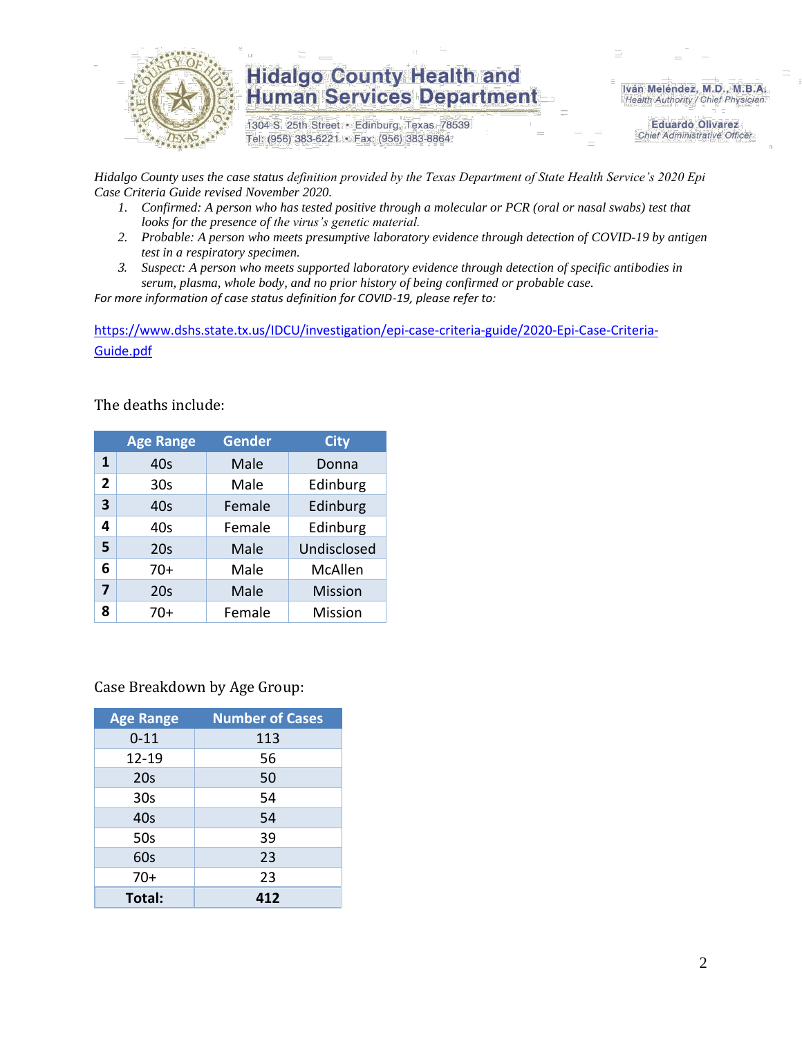# Hidalgo County Health and Human Services Department

1304 S. 25th Street • Edinburg, Texas 78539
Tel: (956) 383-6221 • Fax: (956) 383-8864

Iván Meléndez, M.D., M.B.A.
*Health Authority / Chief Physician*

Eduardo Olivarez
*Chief Administrative Officer*

*Hidalgo County uses the case status definition provided by the Texas Department of State Health Service's 2020 Epi Case Criteria Guide revised November 2020.*

1. *Confirmed: A person who has tested positive through a molecular or PCR (oral or nasal swabs) test that looks for the presence of the virus's genetic material.*
2. *Probable: A person who meets presumptive laboratory evidence through detection of COVID-19 by antigen test in a respiratory specimen.*
3. *Suspect: A person who meets supported laboratory evidence through detection of specific antibodies in serum, plasma, whole body, and no prior history of being confirmed or probable case.*

*For more information of case status definition for COVID-19, please refer to:*

https://www.dshs.state.tx.us/IDCU/investigation/epi-case-criteria-guide/2020-Epi-Case-Criteria-Guide.pdf

The deaths include:

| | Age Range | Gender | City |
|---|---|---|---|
| **1** | 40s | Male | Donna |
| **2** | 30s | Male | Edinburg |
| **3** | 40s | Female | Edinburg |
| **4** | 40s | Female | Edinburg |
| **5** | 20s | Male | Undisclosed |
| **6** | 70+ | Male | McAllen |
| **7** | 20s | Male | Mission |
| **8** | 70+ | Female | Mission |

Case Breakdown by Age Group:

| Age Range | Number of Cases |
|---|---|
| 0-11 | 113 |
| 12-19 | 56 |
| 20s | 50 |
| 30s | 54 |
| 40s | 54 |
| 50s | 39 |
| 60s | 23 |
| 70+ | 23 |
| **Total:** | **412** |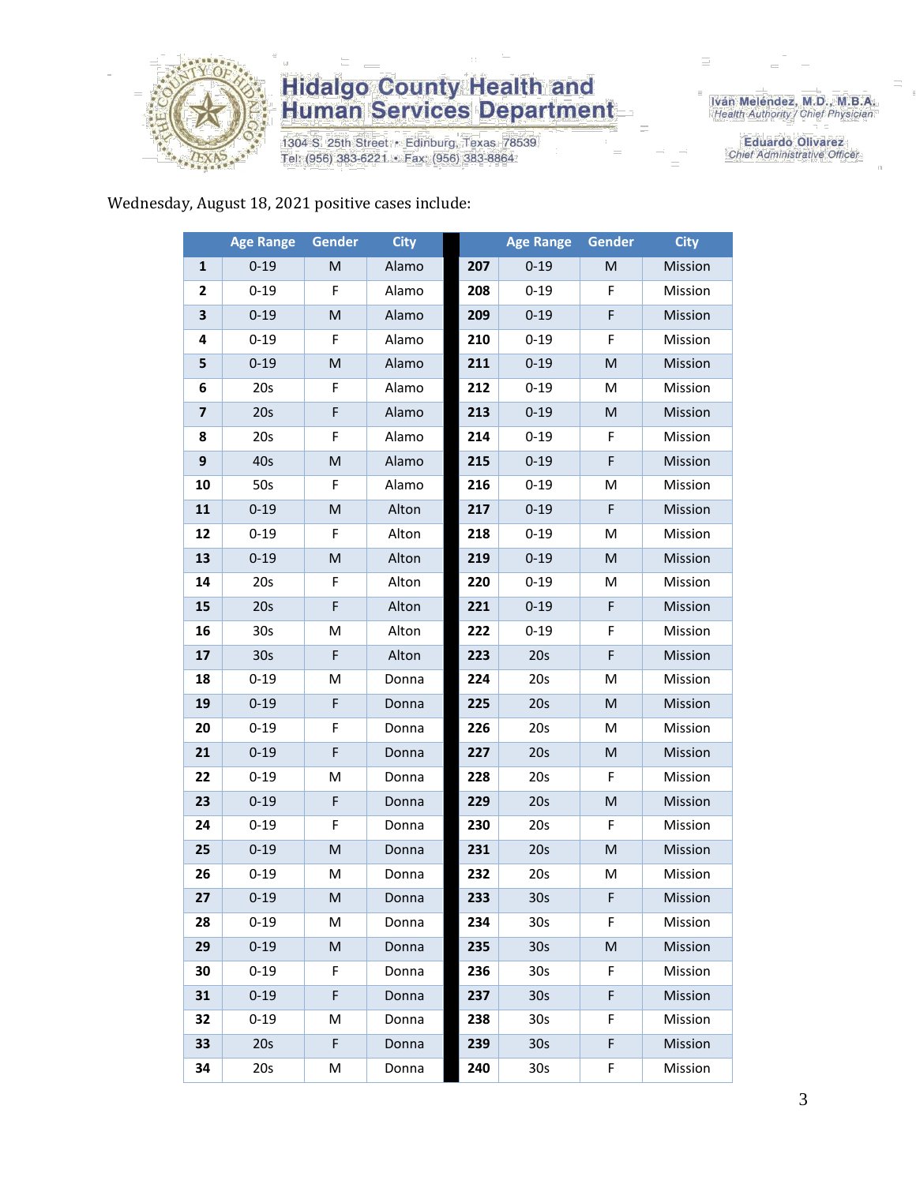Wednesday, August 18, 2021 positive cases include:

| | Age Range | Gender | City | | Age Range | Gender | City |
|---|---|---|---|---|---|---|---|
| **1** | 0-19 | M | Alamo | **207** | 0-19 | M | Mission |
| **2** | 0-19 | F | Alamo | **208** | 0-19 | F | Mission |
| **3** | 0-19 | M | Alamo | **209** | 0-19 | F | Mission |
| **4** | 0-19 | F | Alamo | **210** | 0-19 | F | Mission |
| **5** | 0-19 | M | Alamo | **211** | 0-19 | M | Mission |
| **6** | 20s | F | Alamo | **212** | 0-19 | M | Mission |
| **7** | 20s | F | Alamo | **213** | 0-19 | M | Mission |
| **8** | 20s | F | Alamo | **214** | 0-19 | F | Mission |
| **9** | 40s | M | Alamo | **215** | 0-19 | F | Mission |
| **10** | 50s | F | Alamo | **216** | 0-19 | M | Mission |
| **11** | 0-19 | M | Alton | **217** | 0-19 | F | Mission |
| **12** | 0-19 | F | Alton | **218** | 0-19 | M | Mission |
| **13** | 0-19 | M | Alton | **219** | 0-19 | M | Mission |
| **14** | 20s | F | Alton | **220** | 0-19 | M | Mission |
| **15** | 20s | F | Alton | **221** | 0-19 | F | Mission |
| **16** | 30s | M | Alton | **222** | 0-19 | F | Mission |
| **17** | 30s | F | Alton | **223** | 20s | F | Mission |
| **18** | 0-19 | M | Donna | **224** | 20s | M | Mission |
| **19** | 0-19 | F | Donna | **225** | 20s | M | Mission |
| **20** | 0-19 | F | Donna | **226** | 20s | M | Mission |
| **21** | 0-19 | F | Donna | **227** | 20s | M | Mission |
| **22** | 0-19 | M | Donna | **228** | 20s | F | Mission |
| **23** | 0-19 | F | Donna | **229** | 20s | M | Mission |
| **24** | 0-19 | F | Donna | **230** | 20s | F | Mission |
| **25** | 0-19 | M | Donna | **231** | 20s | M | Mission |
| **26** | 0-19 | M | Donna | **232** | 20s | M | Mission |
| **27** | 0-19 | M | Donna | **233** | 30s | F | Mission |
| **28** | 0-19 | M | Donna | **234** | 30s | F | Mission |
| **29** | 0-19 | M | Donna | **235** | 30s | M | Mission |
| **30** | 0-19 | F | Donna | **236** | 30s | F | Mission |
| **31** | 0-19 | F | Donna | **237** | 30s | F | Mission |
| **32** | 0-19 | M | Donna | **238** | 30s | F | Mission |
| **33** | 20s | F | Donna | **239** | 30s | F | Mission |
| **34** | 20s | M | Donna | **240** | 30s | F | Mission |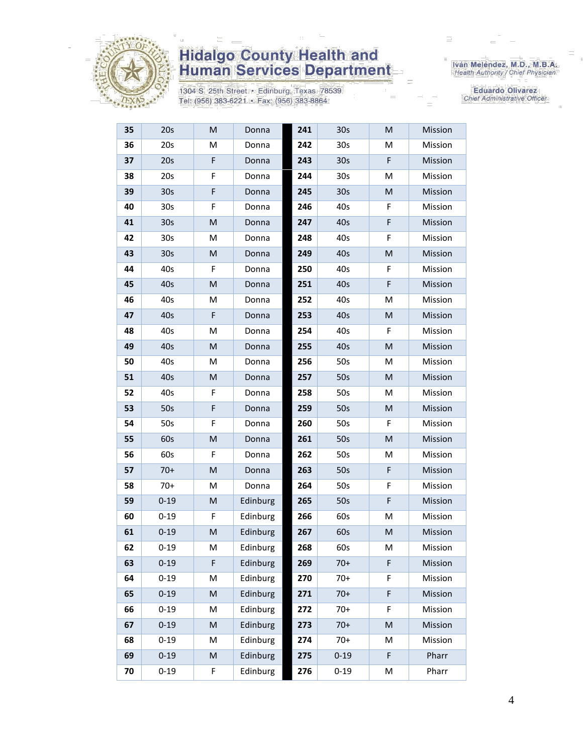| | | | | | | | |
|---|---|---|---|---|---|---|---|
| **35** | 20s | M | Donna | **241** | 30s | M | Mission |
| **36** | 20s | M | Donna | **242** | 30s | M | Mission |
| **37** | 20s | F | Donna | **243** | 30s | F | Mission |
| **38** | 20s | F | Donna | **244** | 30s | M | Mission |
| **39** | 30s | F | Donna | **245** | 30s | M | Mission |
| **40** | 30s | F | Donna | **246** | 40s | F | Mission |
| **41** | 30s | M | Donna | **247** | 40s | F | Mission |
| **42** | 30s | M | Donna | **248** | 40s | F | Mission |
| **43** | 30s | M | Donna | **249** | 40s | M | Mission |
| **44** | 40s | F | Donna | **250** | 40s | F | Mission |
| **45** | 40s | M | Donna | **251** | 40s | F | Mission |
| **46** | 40s | M | Donna | **252** | 40s | M | Mission |
| **47** | 40s | F | Donna | **253** | 40s | M | Mission |
| **48** | 40s | M | Donna | **254** | 40s | F | Mission |
| **49** | 40s | M | Donna | **255** | 40s | M | Mission |
| **50** | 40s | M | Donna | **256** | 50s | M | Mission |
| **51** | 40s | M | Donna | **257** | 50s | M | Mission |
| **52** | 40s | F | Donna | **258** | 50s | M | Mission |
| **53** | 50s | F | Donna | **259** | 50s | M | Mission |
| **54** | 50s | F | Donna | **260** | 50s | F | Mission |
| **55** | 60s | M | Donna | **261** | 50s | M | Mission |
| **56** | 60s | F | Donna | **262** | 50s | M | Mission |
| **57** | 70+ | M | Donna | **263** | 50s | F | Mission |
| **58** | 70+ | M | Donna | **264** | 50s | F | Mission |
| **59** | 0-19 | M | Edinburg | **265** | 50s | F | Mission |
| **60** | 0-19 | F | Edinburg | **266** | 60s | M | Mission |
| **61** | 0-19 | M | Edinburg | **267** | 60s | M | Mission |
| **62** | 0-19 | M | Edinburg | **268** | 60s | M | Mission |
| **63** | 0-19 | F | Edinburg | **269** | 70+ | F | Mission |
| **64** | 0-19 | M | Edinburg | **270** | 70+ | F | Mission |
| **65** | 0-19 | M | Edinburg | **271** | 70+ | F | Mission |
| **66** | 0-19 | M | Edinburg | **272** | 70+ | F | Mission |
| **67** | 0-19 | M | Edinburg | **273** | 70+ | M | Mission |
| **68** | 0-19 | M | Edinburg | **274** | 70+ | M | Mission |
| **69** | 0-19 | M | Edinburg | **275** | 0-19 | F | Pharr |
| **70** | 0-19 | F | Edinburg | **276** | 0-19 | M | Pharr |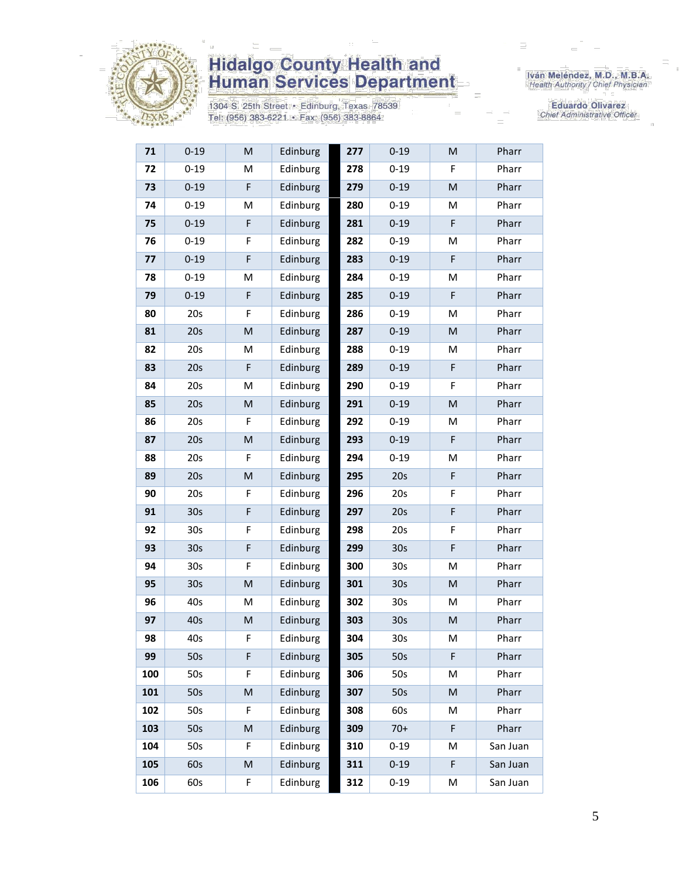| | | | | | | | |
|---|---|---|---|---|---|---|---|
| **71** | 0-19 | M | Edinburg | **277** | 0-19 | M | Pharr |
| **72** | 0-19 | M | Edinburg | **278** | 0-19 | F | Pharr |
| **73** | 0-19 | F | Edinburg | **279** | 0-19 | M | Pharr |
| **74** | 0-19 | M | Edinburg | **280** | 0-19 | M | Pharr |
| **75** | 0-19 | F | Edinburg | **281** | 0-19 | F | Pharr |
| **76** | 0-19 | F | Edinburg | **282** | 0-19 | M | Pharr |
| **77** | 0-19 | F | Edinburg | **283** | 0-19 | F | Pharr |
| **78** | 0-19 | M | Edinburg | **284** | 0-19 | M | Pharr |
| **79** | 0-19 | F | Edinburg | **285** | 0-19 | F | Pharr |
| **80** | 20s | F | Edinburg | **286** | 0-19 | M | Pharr |
| **81** | 20s | M | Edinburg | **287** | 0-19 | M | Pharr |
| **82** | 20s | M | Edinburg | **288** | 0-19 | M | Pharr |
| **83** | 20s | F | Edinburg | **289** | 0-19 | F | Pharr |
| **84** | 20s | M | Edinburg | **290** | 0-19 | F | Pharr |
| **85** | 20s | M | Edinburg | **291** | 0-19 | M | Pharr |
| **86** | 20s | F | Edinburg | **292** | 0-19 | M | Pharr |
| **87** | 20s | M | Edinburg | **293** | 0-19 | F | Pharr |
| **88** | 20s | F | Edinburg | **294** | 0-19 | M | Pharr |
| **89** | 20s | M | Edinburg | **295** | 20s | F | Pharr |
| **90** | 20s | F | Edinburg | **296** | 20s | F | Pharr |
| **91** | 30s | F | Edinburg | **297** | 20s | F | Pharr |
| **92** | 30s | F | Edinburg | **298** | 20s | F | Pharr |
| **93** | 30s | F | Edinburg | **299** | 30s | F | Pharr |
| **94** | 30s | F | Edinburg | **300** | 30s | M | Pharr |
| **95** | 30s | M | Edinburg | **301** | 30s | M | Pharr |
| **96** | 40s | M | Edinburg | **302** | 30s | M | Pharr |
| **97** | 40s | M | Edinburg | **303** | 30s | M | Pharr |
| **98** | 40s | F | Edinburg | **304** | 30s | M | Pharr |
| **99** | 50s | F | Edinburg | **305** | 50s | F | Pharr |
| **100** | 50s | F | Edinburg | **306** | 50s | M | Pharr |
| **101** | 50s | M | Edinburg | **307** | 50s | M | Pharr |
| **102** | 50s | F | Edinburg | **308** | 60s | M | Pharr |
| **103** | 50s | M | Edinburg | **309** | 70+ | F | Pharr |
| **104** | 50s | F | Edinburg | **310** | 0-19 | M | San Juan |
| **105** | 60s | M | Edinburg | **311** | 0-19 | F | San Juan |
| **106** | 60s | F | Edinburg | **312** | 0-19 | M | San Juan |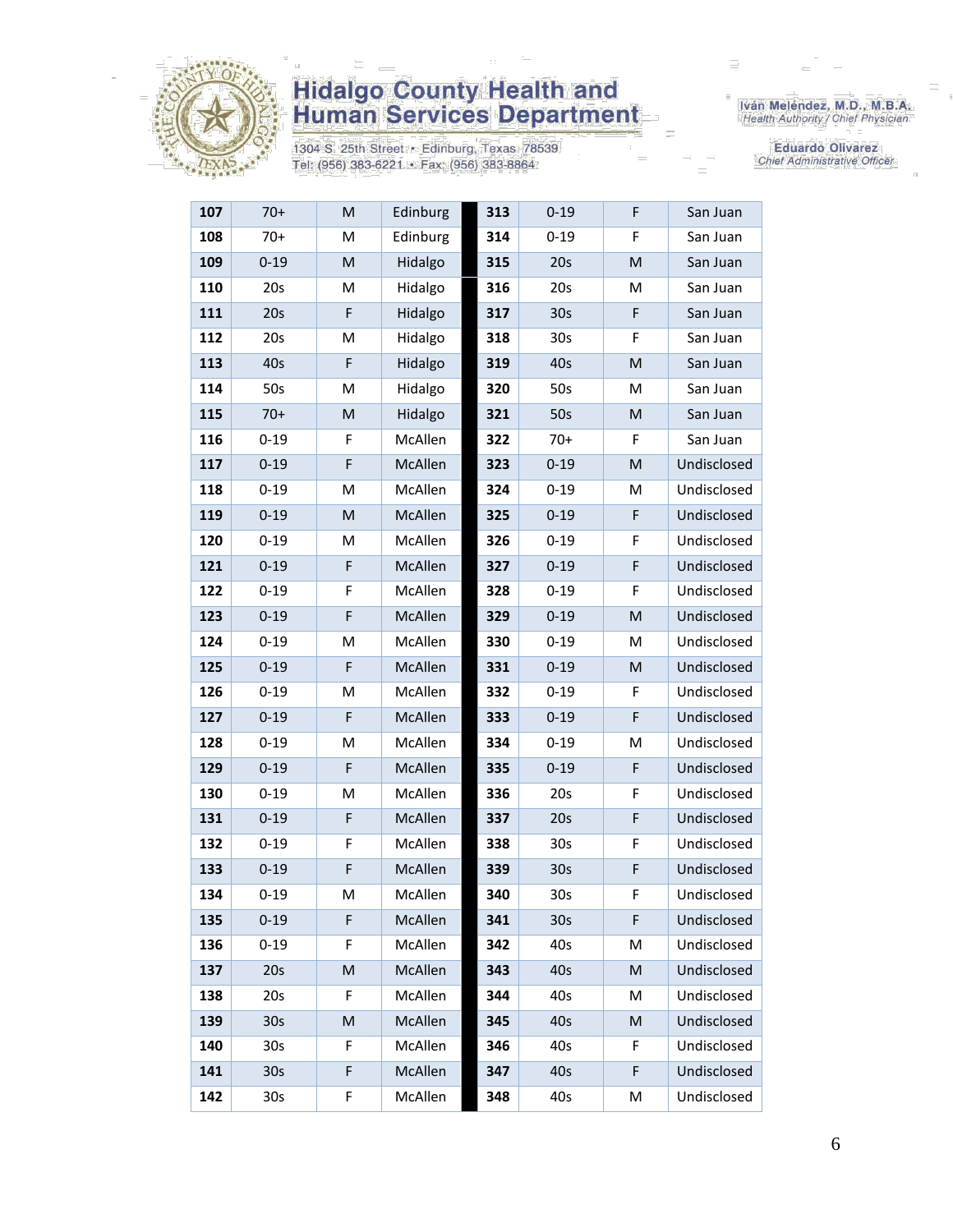# Hidalgo County Health and Human Services Department

1304 S. 25th Street • Edinburg, Texas 78539
Tel: (956) 383-6221 • Fax: (956) 383-8864

Iván Meléndez, M.D., M.B.A.
*Health Authority / Chief Physician*

Eduardo Olivarez
*Chief Administrative Officer*

| | | | | | | | |
|---|---|---|---|---|---|---|---|
| **107** | 70+ | M | Edinburg | **313** | 0-19 | F | San Juan |
| **108** | 70+ | M | Edinburg | **314** | 0-19 | F | San Juan |
| **109** | 0-19 | M | Hidalgo | **315** | 20s | M | San Juan |
| **110** | 20s | M | Hidalgo | **316** | 20s | M | San Juan |
| **111** | 20s | F | Hidalgo | **317** | 30s | F | San Juan |
| **112** | 20s | M | Hidalgo | **318** | 30s | F | San Juan |
| **113** | 40s | F | Hidalgo | **319** | 40s | M | San Juan |
| **114** | 50s | M | Hidalgo | **320** | 50s | M | San Juan |
| **115** | 70+ | M | Hidalgo | **321** | 50s | M | San Juan |
| **116** | 0-19 | F | McAllen | **322** | 70+ | F | San Juan |
| **117** | 0-19 | F | McAllen | **323** | 0-19 | M | Undisclosed |
| **118** | 0-19 | M | McAllen | **324** | 0-19 | M | Undisclosed |
| **119** | 0-19 | M | McAllen | **325** | 0-19 | F | Undisclosed |
| **120** | 0-19 | M | McAllen | **326** | 0-19 | F | Undisclosed |
| **121** | 0-19 | F | McAllen | **327** | 0-19 | F | Undisclosed |
| **122** | 0-19 | F | McAllen | **328** | 0-19 | F | Undisclosed |
| **123** | 0-19 | F | McAllen | **329** | 0-19 | M | Undisclosed |
| **124** | 0-19 | M | McAllen | **330** | 0-19 | M | Undisclosed |
| **125** | 0-19 | F | McAllen | **331** | 0-19 | M | Undisclosed |
| **126** | 0-19 | M | McAllen | **332** | 0-19 | F | Undisclosed |
| **127** | 0-19 | F | McAllen | **333** | 0-19 | F | Undisclosed |
| **128** | 0-19 | M | McAllen | **334** | 0-19 | M | Undisclosed |
| **129** | 0-19 | F | McAllen | **335** | 0-19 | F | Undisclosed |
| **130** | 0-19 | M | McAllen | **336** | 20s | F | Undisclosed |
| **131** | 0-19 | F | McAllen | **337** | 20s | F | Undisclosed |
| **132** | 0-19 | F | McAllen | **338** | 30s | F | Undisclosed |
| **133** | 0-19 | F | McAllen | **339** | 30s | F | Undisclosed |
| **134** | 0-19 | M | McAllen | **340** | 30s | F | Undisclosed |
| **135** | 0-19 | F | McAllen | **341** | 30s | F | Undisclosed |
| **136** | 0-19 | F | McAllen | **342** | 40s | M | Undisclosed |
| **137** | 20s | M | McAllen | **343** | 40s | M | Undisclosed |
| **138** | 20s | F | McAllen | **344** | 40s | M | Undisclosed |
| **139** | 30s | M | McAllen | **345** | 40s | M | Undisclosed |
| **140** | 30s | F | McAllen | **346** | 40s | F | Undisclosed |
| **141** | 30s | F | McAllen | **347** | 40s | F | Undisclosed |
| **142** | 30s | F | McAllen | **348** | 40s | M | Undisclosed |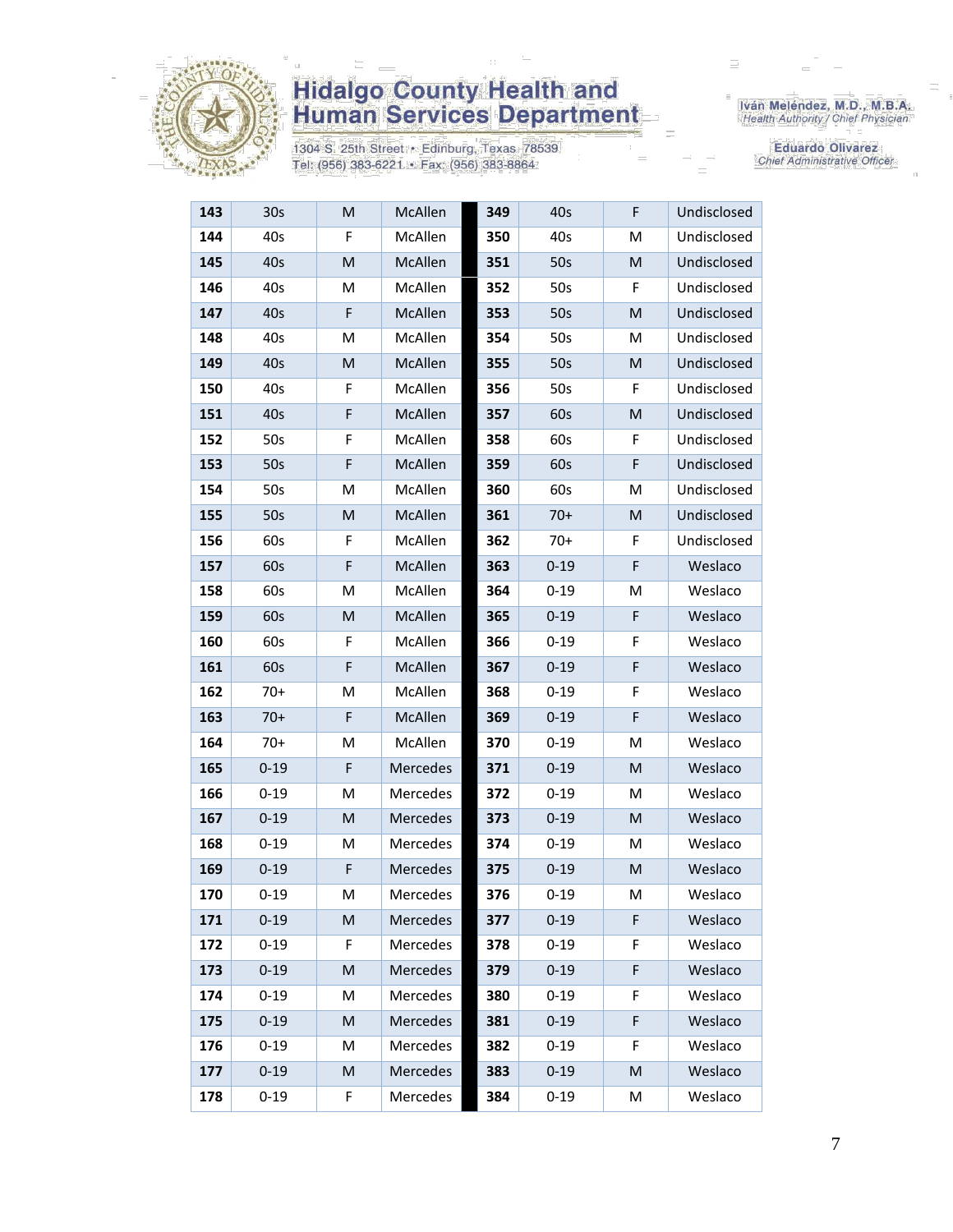# Hidalgo County Health and Human Services Department

1304 S. 25th Street • Edinburg, Texas 78539
Tel: (956) 383-6221 • Fax: (956) 383-8864

Iván Meléndez, M.D., M.B.A.
*Health Authority / Chief Physician*

Eduardo Olivarez
*Chief Administrative Officer*

| | | | | | | | |
|---|---|---|---|---|---|---|---|
| 143 | 30s | M | McAllen | 349 | 40s | F | Undisclosed |
| 144 | 40s | F | McAllen | 350 | 40s | M | Undisclosed |
| 145 | 40s | M | McAllen | 351 | 50s | M | Undisclosed |
| 146 | 40s | M | McAllen | 352 | 50s | F | Undisclosed |
| 147 | 40s | F | McAllen | 353 | 50s | M | Undisclosed |
| 148 | 40s | M | McAllen | 354 | 50s | M | Undisclosed |
| 149 | 40s | M | McAllen | 355 | 50s | M | Undisclosed |
| 150 | 40s | F | McAllen | 356 | 50s | F | Undisclosed |
| 151 | 40s | F | McAllen | 357 | 60s | M | Undisclosed |
| 152 | 50s | F | McAllen | 358 | 60s | F | Undisclosed |
| 153 | 50s | F | McAllen | 359 | 60s | F | Undisclosed |
| 154 | 50s | M | McAllen | 360 | 60s | M | Undisclosed |
| 155 | 50s | M | McAllen | 361 | 70+ | M | Undisclosed |
| 156 | 60s | F | McAllen | 362 | 70+ | F | Undisclosed |
| 157 | 60s | F | McAllen | 363 | 0-19 | F | Weslaco |
| 158 | 60s | M | McAllen | 364 | 0-19 | M | Weslaco |
| 159 | 60s | M | McAllen | 365 | 0-19 | F | Weslaco |
| 160 | 60s | F | McAllen | 366 | 0-19 | F | Weslaco |
| 161 | 60s | F | McAllen | 367 | 0-19 | F | Weslaco |
| 162 | 70+ | M | McAllen | 368 | 0-19 | F | Weslaco |
| 163 | 70+ | F | McAllen | 369 | 0-19 | F | Weslaco |
| 164 | 70+ | M | McAllen | 370 | 0-19 | M | Weslaco |
| 165 | 0-19 | F | Mercedes | 371 | 0-19 | M | Weslaco |
| 166 | 0-19 | M | Mercedes | 372 | 0-19 | M | Weslaco |
| 167 | 0-19 | M | Mercedes | 373 | 0-19 | M | Weslaco |
| 168 | 0-19 | M | Mercedes | 374 | 0-19 | M | Weslaco |
| 169 | 0-19 | F | Mercedes | 375 | 0-19 | M | Weslaco |
| 170 | 0-19 | M | Mercedes | 376 | 0-19 | M | Weslaco |
| 171 | 0-19 | M | Mercedes | 377 | 0-19 | F | Weslaco |
| 172 | 0-19 | F | Mercedes | 378 | 0-19 | F | Weslaco |
| 173 | 0-19 | M | Mercedes | 379 | 0-19 | F | Weslaco |
| 174 | 0-19 | M | Mercedes | 380 | 0-19 | F | Weslaco |
| 175 | 0-19 | M | Mercedes | 381 | 0-19 | F | Weslaco |
| 176 | 0-19 | M | Mercedes | 382 | 0-19 | F | Weslaco |
| 177 | 0-19 | M | Mercedes | 383 | 0-19 | M | Weslaco |
| 178 | 0-19 | F | Mercedes | 384 | 0-19 | M | Weslaco |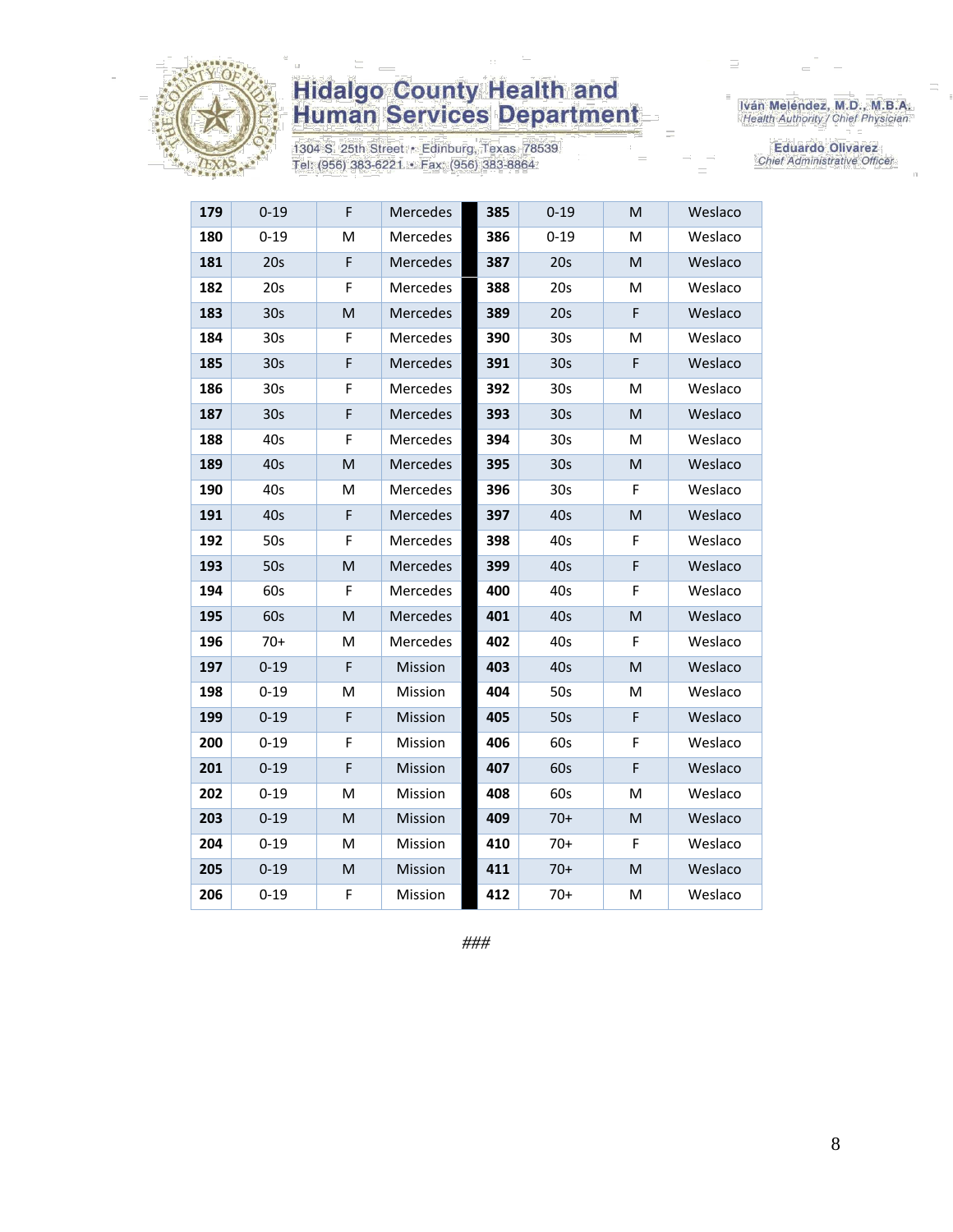| | | | | | | | |
|---|---|---|---|---|---|---|---|
| **179** | 0-19 | F | Mercedes | **385** | 0-19 | M | Weslaco |
| **180** | 0-19 | M | Mercedes | **386** | 0-19 | M | Weslaco |
| **181** | 20s | F | Mercedes | **387** | 20s | M | Weslaco |
| **182** | 20s | F | Mercedes | **388** | 20s | M | Weslaco |
| **183** | 30s | M | Mercedes | **389** | 20s | F | Weslaco |
| **184** | 30s | F | Mercedes | **390** | 30s | M | Weslaco |
| **185** | 30s | F | Mercedes | **391** | 30s | F | Weslaco |
| **186** | 30s | F | Mercedes | **392** | 30s | M | Weslaco |
| **187** | 30s | F | Mercedes | **393** | 30s | M | Weslaco |
| **188** | 40s | F | Mercedes | **394** | 30s | M | Weslaco |
| **189** | 40s | M | Mercedes | **395** | 30s | M | Weslaco |
| **190** | 40s | M | Mercedes | **396** | 30s | F | Weslaco |
| **191** | 40s | F | Mercedes | **397** | 40s | M | Weslaco |
| **192** | 50s | F | Mercedes | **398** | 40s | F | Weslaco |
| **193** | 50s | M | Mercedes | **399** | 40s | F | Weslaco |
| **194** | 60s | F | Mercedes | **400** | 40s | F | Weslaco |
| **195** | 60s | M | Mercedes | **401** | 40s | M | Weslaco |
| **196** | 70+ | M | Mercedes | **402** | 40s | F | Weslaco |
| **197** | 0-19 | F | Mission | **403** | 40s | M | Weslaco |
| **198** | 0-19 | M | Mission | **404** | 50s | M | Weslaco |
| **199** | 0-19 | F | Mission | **405** | 50s | F | Weslaco |
| **200** | 0-19 | F | Mission | **406** | 60s | F | Weslaco |
| **201** | 0-19 | F | Mission | **407** | 60s | F | Weslaco |
| **202** | 0-19 | M | Mission | **408** | 60s | M | Weslaco |
| **203** | 0-19 | M | Mission | **409** | 70+ | M | Weslaco |
| **204** | 0-19 | M | Mission | **410** | 70+ | F | Weslaco |
| **205** | 0-19 | M | Mission | **411** | 70+ | M | Weslaco |
| **206** | 0-19 | F | Mission | **412** | 70+ | M | Weslaco |

###